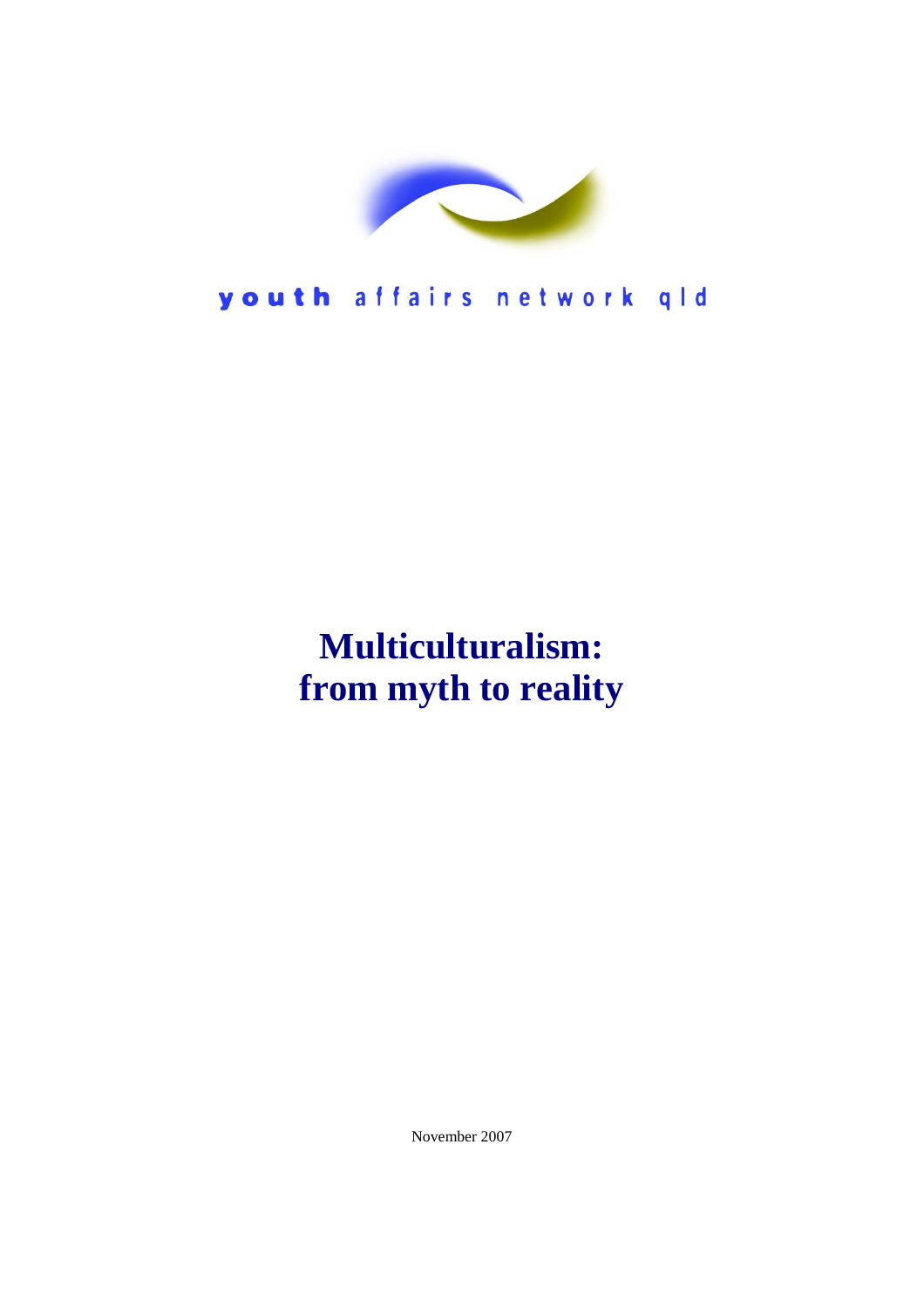youth affairs network qld

# Multiculturalism: from myth to reality

November 2007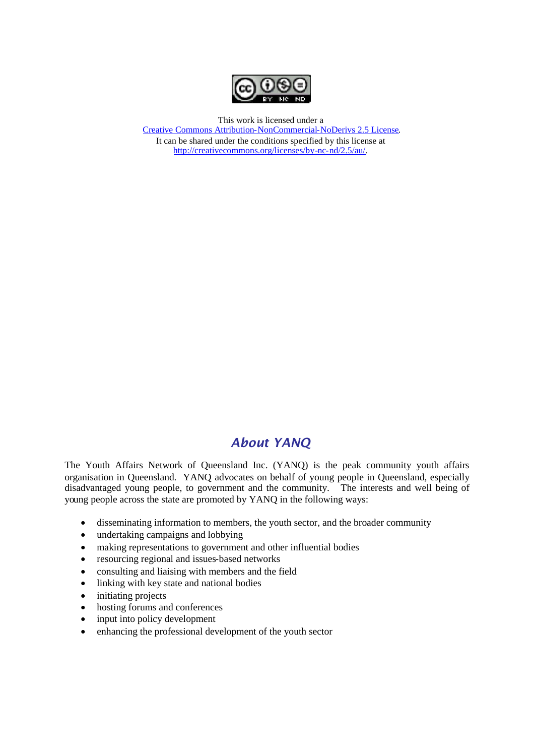This work is licensed under a
[Creative Commons Attribution-NonCommercial-NoDerivs 2.5 License](http://creativecommons.org/licenses/by-nc-nd/2.5/au/).
It can be shared under the conditions specified by this license at
http://creativecommons.org/licenses/by-nc-nd/2.5/au/.

## *About YANQ*

The Youth Affairs Network of Queensland Inc. (YANQ) is the peak community youth affairs organisation in Queensland. YANQ advocates on behalf of young people in Queensland, especially disadvantaged young people, to government and the community. The interests and well being of young people across the state are promoted by YANQ in the following ways:

- disseminating information to members, the youth sector, and the broader community
- undertaking campaigns and lobbying
- making representations to government and other influential bodies
- resourcing regional and issues-based networks
- consulting and liaising with members and the field
- linking with key state and national bodies
- initiating projects
- hosting forums and conferences
- input into policy development
- enhancing the professional development of the youth sector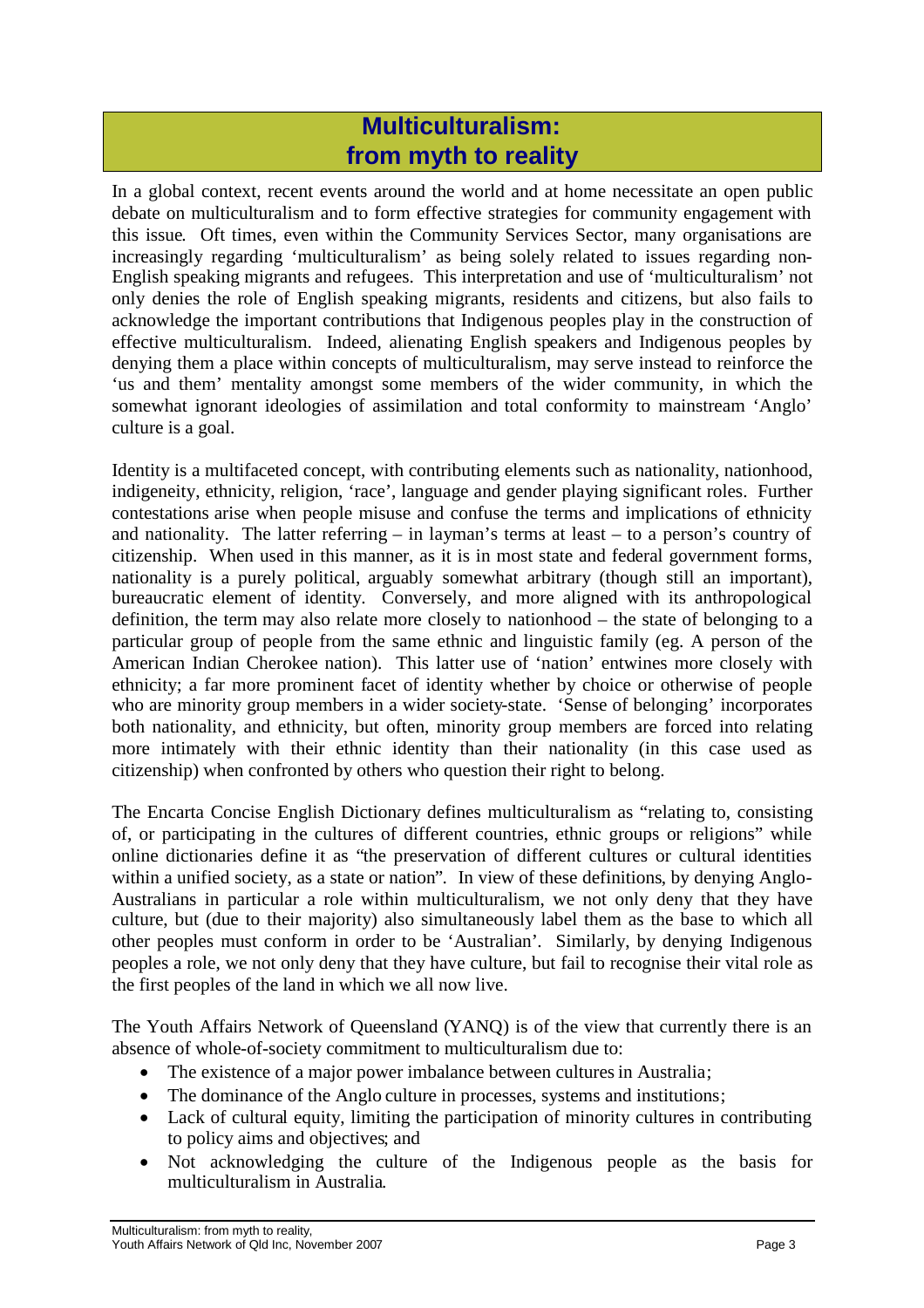# Multiculturalism: from myth to reality

In a global context, recent events around the world and at home necessitate an open public debate on multiculturalism and to form effective strategies for community engagement with this issue. Oft times, even within the Community Services Sector, many organisations are increasingly regarding 'multiculturalism' as being solely related to issues regarding non-English speaking migrants and refugees. This interpretation and use of 'multiculturalism' not only denies the role of English speaking migrants, residents and citizens, but also fails to acknowledge the important contributions that Indigenous peoples play in the construction of effective multiculturalism. Indeed, alienating English speakers and Indigenous peoples by denying them a place within concepts of multiculturalism, may serve instead to reinforce the 'us and them' mentality amongst some members of the wider community, in which the somewhat ignorant ideologies of assimilation and total conformity to mainstream 'Anglo' culture is a goal.

Identity is a multifaceted concept, with contributing elements such as nationality, nationhood, indigeneity, ethnicity, religion, 'race', language and gender playing significant roles. Further contestations arise when people misuse and confuse the terms and implications of ethnicity and nationality. The latter referring – in layman's terms at least – to a person's country of citizenship. When used in this manner, as it is in most state and federal government forms, nationality is a purely political, arguably somewhat arbitrary (though still an important), bureaucratic element of identity. Conversely, and more aligned with its anthropological definition, the term may also relate more closely to nationhood – the state of belonging to a particular group of people from the same ethnic and linguistic family (eg. A person of the American Indian Cherokee nation). This latter use of 'nation' entwines more closely with ethnicity; a far more prominent facet of identity whether by choice or otherwise of people who are minority group members in a wider society-state. 'Sense of belonging' incorporates both nationality, and ethnicity, but often, minority group members are forced into relating more intimately with their ethnic identity than their nationality (in this case used as citizenship) when confronted by others who question their right to belong.

The Encarta Concise English Dictionary defines multiculturalism as "relating to, consisting of, or participating in the cultures of different countries, ethnic groups or religions" while online dictionaries define it as "the preservation of different cultures or cultural identities within a unified society, as a state or nation". In view of these definitions, by denying Anglo-Australians in particular a role within multiculturalism, we not only deny that they have culture, but (due to their majority) also simultaneously label them as the base to which all other peoples must conform in order to be 'Australian'. Similarly, by denying Indigenous peoples a role, we not only deny that they have culture, but fail to recognise their vital role as the first peoples of the land in which we all now live.

The Youth Affairs Network of Queensland (YANQ) is of the view that currently there is an absence of whole-of-society commitment to multiculturalism due to:

- The existence of a major power imbalance between cultures in Australia;
- The dominance of the Anglo culture in processes, systems and institutions;
- Lack of cultural equity, limiting the participation of minority cultures in contributing to policy aims and objectives; and
- Not acknowledging the culture of the Indigenous people as the basis for multiculturalism in Australia.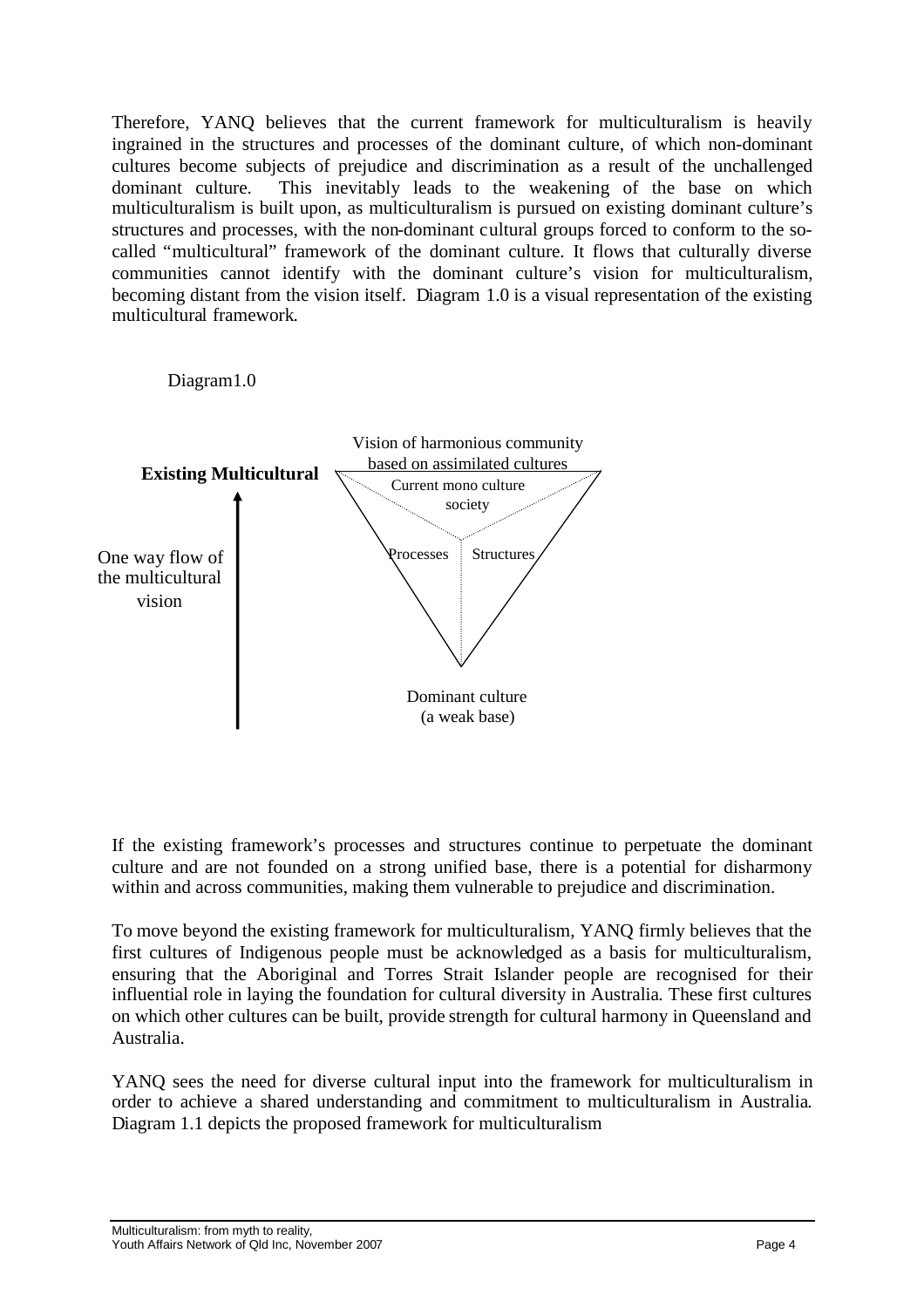Therefore, YANQ believes that the current framework for multiculturalism is heavily ingrained in the structures and processes of the dominant culture, of which non-dominant cultures become subjects of prejudice and discrimination as a result of the unchallenged dominant culture. This inevitably leads to the weakening of the base on which multiculturalism is built upon, as multiculturalism is pursued on existing dominant culture's structures and processes, with the non-dominant cultural groups forced to conform to the so-called "multicultural" framework of the dominant culture. It flows that culturally diverse communities cannot identify with the dominant culture's vision for multiculturalism, becoming distant from the vision itself. Diagram 1.0 is a visual representation of the existing multicultural framework.

Diagram1.0

**Existing Multicultural**

One way flow of the multicultural vision

Vision of harmonious community based on assimilated cultures

Current mono culture society

Processes

Structures

Dominant culture (a weak base)

If the existing framework's processes and structures continue to perpetuate the dominant culture and are not founded on a strong unified base, there is a potential for disharmony within and across communities, making them vulnerable to prejudice and discrimination.

To move beyond the existing framework for multiculturalism, YANQ firmly believes that the first cultures of Indigenous people must be acknowledged as a basis for multiculturalism, ensuring that the Aboriginal and Torres Strait Islander people are recognised for their influential role in laying the foundation for cultural diversity in Australia. These first cultures on which other cultures can be built, provide strength for cultural harmony in Queensland and Australia.

YANQ sees the need for diverse cultural input into the framework for multiculturalism in order to achieve a shared understanding and commitment to multiculturalism in Australia. Diagram 1.1 depicts the proposed framework for multiculturalism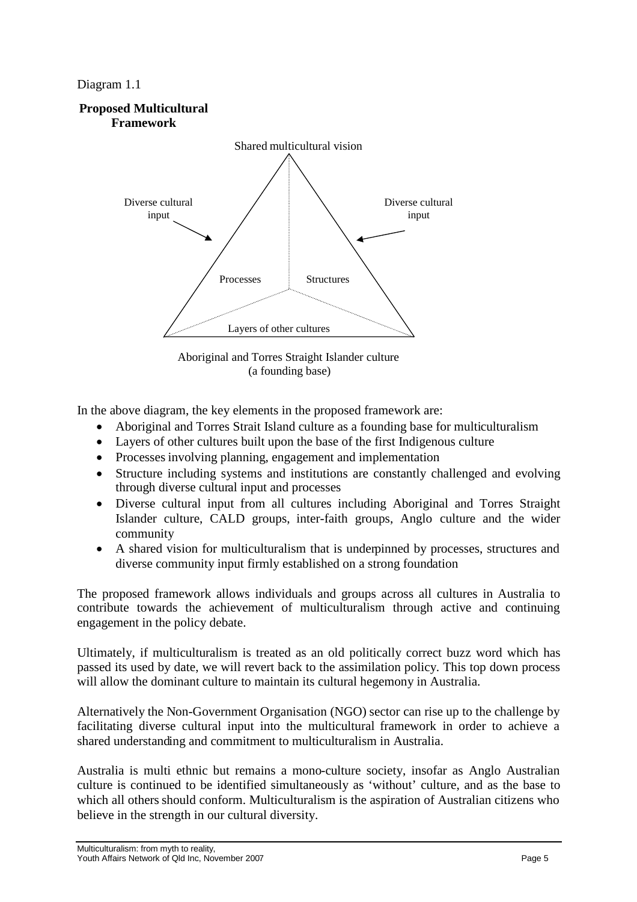Diagram 1.1

**Proposed Multicultural Framework**

Shared multicultural vision

Diverse cultural input

Diverse cultural input

Processes

Structures

Layers of other cultures

Aboriginal and Torres Straight Islander culture
(a founding base)

In the above diagram, the key elements in the proposed framework are:

- Aboriginal and Torres Strait Island culture as a founding base for multiculturalism
- Layers of other cultures built upon the base of the first Indigenous culture
- Processes involving planning, engagement and implementation
- Structure including systems and institutions are constantly challenged and evolving through diverse cultural input and processes
- Diverse cultural input from all cultures including Aboriginal and Torres Straight Islander culture, CALD groups, inter-faith groups, Anglo culture and the wider community
- A shared vision for multiculturalism that is underpinned by processes, structures and diverse community input firmly established on a strong foundation

The proposed framework allows individuals and groups across all cultures in Australia to contribute towards the achievement of multiculturalism through active and continuing engagement in the policy debate.

Ultimately, if multiculturalism is treated as an old politically correct buzz word which has passed its used by date, we will revert back to the assimilation policy. This top down process will allow the dominant culture to maintain its cultural hegemony in Australia.

Alternatively the Non-Government Organisation (NGO) sector can rise up to the challenge by facilitating diverse cultural input into the multicultural framework in order to achieve a shared understanding and commitment to multiculturalism in Australia.

Australia is multi ethnic but remains a mono-culture society, insofar as Anglo Australian culture is continued to be identified simultaneously as 'without' culture, and as the base to which all others should conform. Multiculturalism is the aspiration of Australian citizens who believe in the strength in our cultural diversity.